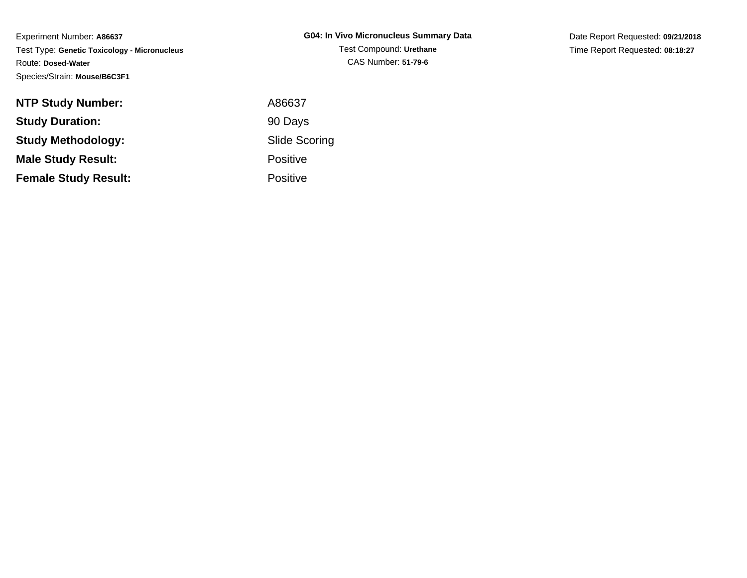Experiment Number: **A86637**
Test Type: **Genetic Toxicology - Micronucleus**
Route: **Dosed-Water**
Species/Strain: **Mouse/B6C3F1**

**G04: In Vivo Micronucleus Summary Data**
Test Compound: **Urethane**
CAS Number: **51-79-6**

Date Report Requested: **09/21/2018**
Time Report Requested: **08:18:27**

| | |
|---|---|
| **NTP Study Number:** | A86637 |
| **Study Duration:** | 90 Days |
| **Study Methodology:** | Slide Scoring |
| **Male Study Result:** | Positive |
| **Female Study Result:** | Positive |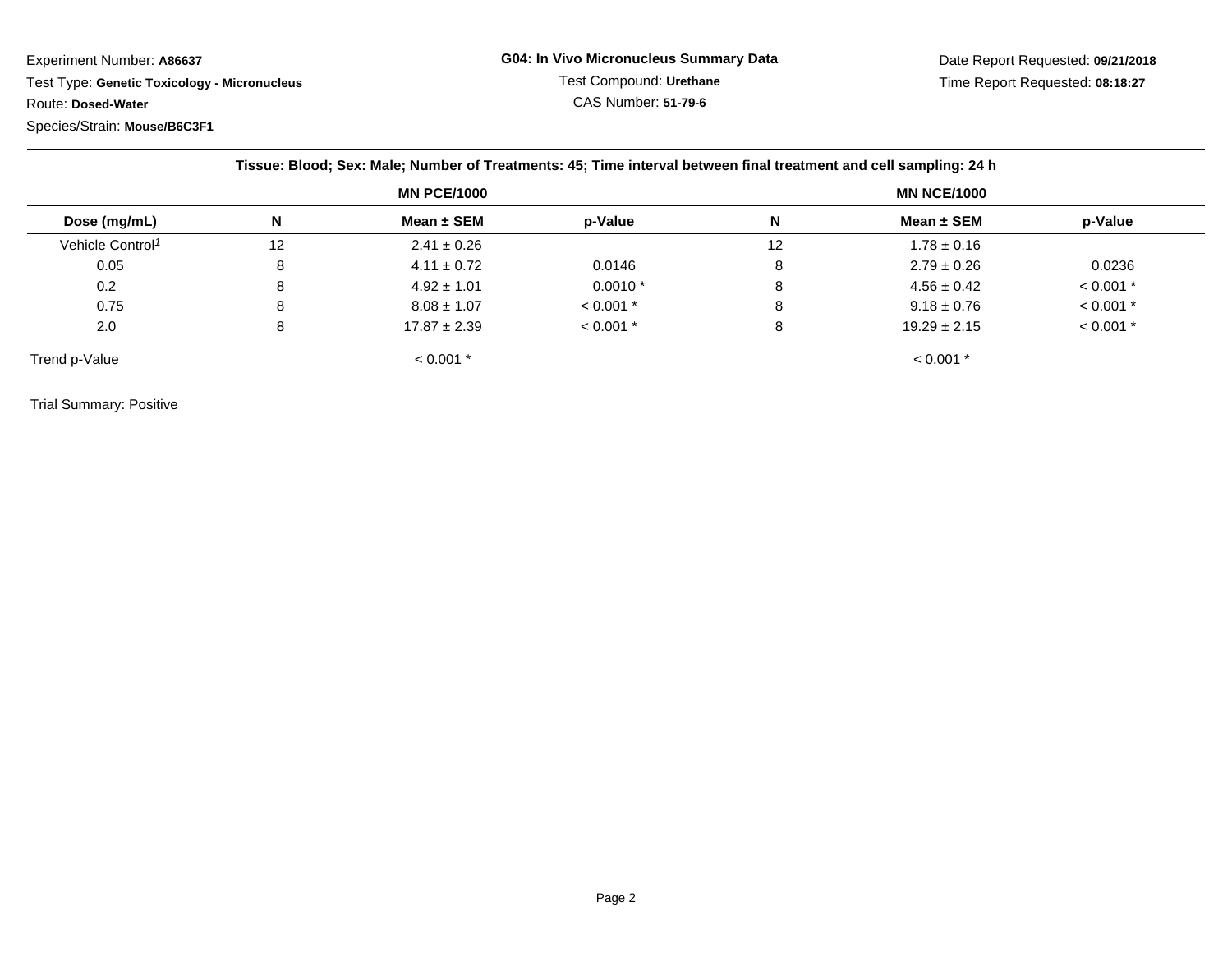Experiment Number: **A86637**

Test Type: **Genetic Toxicology - Micronucleus**

Route: **Dosed-Water**

Species/Strain: **Mouse/B6C3F1**

**G04: In Vivo Micronucleus Summary Data**

Test Compound: **Urethane**

CAS Number: **51-79-6**

Date Report Requested: **09/21/2018**

Time Report Requested: **08:18:27**

**Tissue: Blood; Sex: Male; Number of Treatments: 45; Time interval between final treatment and cell sampling: 24 h**

| | MN PCE/1000 | | | MN NCE/1000 | | |
|---|---|---|---|---|---|---|
| **Dose (mg/mL)** | **N** | **Mean ± SEM** | **p-Value** | **N** | **Mean ± SEM** | **p-Value** |
| Vehicle Control[1] | 12 | 2.41 ± 0.26 | | 12 | 1.78 ± 0.16 | |
| 0.05 | 8 | 4.11 ± 0.72 | 0.0146 | 8 | 2.79 ± 0.26 | 0.0236 |
| 0.2 | 8 | 4.92 ± 1.01 | 0.0010 * | 8 | 4.56 ± 0.42 | < 0.001 * |
| 0.75 | 8 | 8.08 ± 1.07 | < 0.001 * | 8 | 9.18 ± 0.76 | < 0.001 * |
| 2.0 | 8 | 17.87 ± 2.39 | < 0.001 * | 8 | 19.29 ± 2.15 | < 0.001 * |
| Trend p-Value | | < 0.001 * | | | < 0.001 * | |

Trial Summary: Positive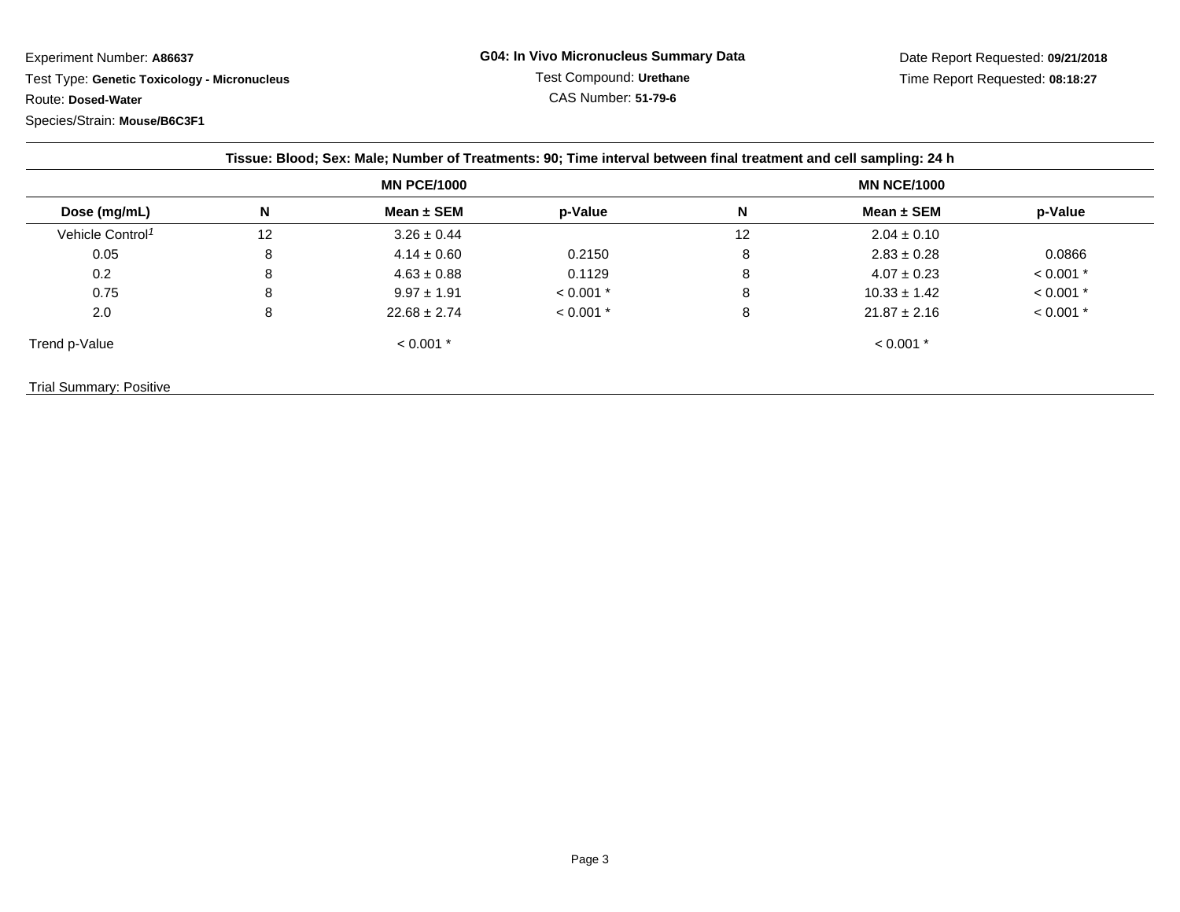Experiment Number: **A86637**

Test Type: **Genetic Toxicology - Micronucleus**

Route: **Dosed-Water**

Species/Strain: **Mouse/B6C3F1**

**G04: In Vivo Micronucleus Summary Data**

Test Compound: **Urethane**

CAS Number: **51-79-6**

Date Report Requested: **09/21/2018**

Time Report Requested: **08:18:27**

**Tissue: Blood; Sex: Male; Number of Treatments: 90; Time interval between final treatment and cell sampling: 24 h**

| | MN PCE/1000 | | | MN NCE/1000 | | |
|---|---|---|---|---|---|---|
| **Dose (mg/mL)** | **N** | **Mean ± SEM** | **p-Value** | **N** | **Mean ± SEM** | **p-Value** |
| Vehicle Control[1] | 12 | 3.26 ± 0.44 | | 12 | 2.04 ± 0.10 | |
| 0.05 | 8 | 4.14 ± 0.60 | 0.2150 | 8 | 2.83 ± 0.28 | 0.0866 |
| 0.2 | 8 | 4.63 ± 0.88 | 0.1129 | 8 | 4.07 ± 0.23 | < 0.001 * |
| 0.75 | 8 | 9.97 ± 1.91 | < 0.001 * | 8 | 10.33 ± 1.42 | < 0.001 * |
| 2.0 | 8 | 22.68 ± 2.74 | < 0.001 * | 8 | 21.87 ± 2.16 | < 0.001 * |
| Trend p-Value | | < 0.001 * | | | < 0.001 * | |

Trial Summary: Positive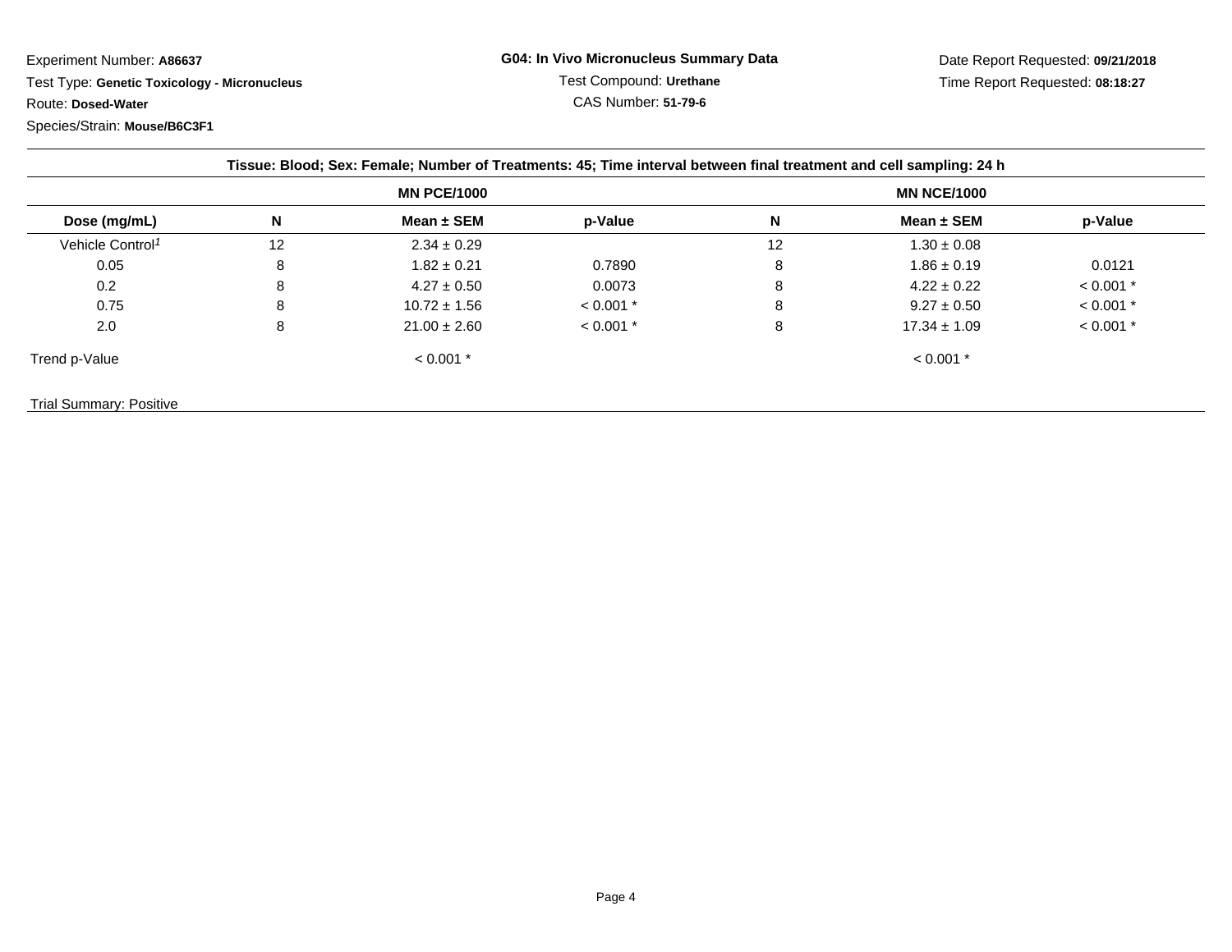Experiment Number: **A86637**

Test Type: **Genetic Toxicology - Micronucleus**

Route: **Dosed-Water**

Species/Strain: **Mouse/B6C3F1**

**G04: In Vivo Micronucleus Summary Data**

Test Compound: **Urethane**

CAS Number: **51-79-6**

Date Report Requested: **09/21/2018**

Time Report Requested: **08:18:27**

**Tissue: Blood; Sex: Female; Number of Treatments: 45; Time interval between final treatment and cell sampling: 24 h**

| | MN PCE/1000 | | | MN NCE/1000 | | |
|---|---|---|---|---|---|---|
| **Dose (mg/mL)** | **N** | **Mean ± SEM** | **p-Value** | **N** | **Mean ± SEM** | **p-Value** |
| Vehicle Control[1] | 12 | 2.34 ± 0.29 | | 12 | 1.30 ± 0.08 | |
| 0.05 | 8 | 1.82 ± 0.21 | 0.7890 | 8 | 1.86 ± 0.19 | 0.0121 |
| 0.2 | 8 | 4.27 ± 0.50 | 0.0073 | 8 | 4.22 ± 0.22 | < 0.001 * |
| 0.75 | 8 | 10.72 ± 1.56 | < 0.001 * | 8 | 9.27 ± 0.50 | < 0.001 * |
| 2.0 | 8 | 21.00 ± 2.60 | < 0.001 * | 8 | 17.34 ± 1.09 | < 0.001 * |
| Trend p-Value | | < 0.001 * | | | < 0.001 * | |

Trial Summary: Positive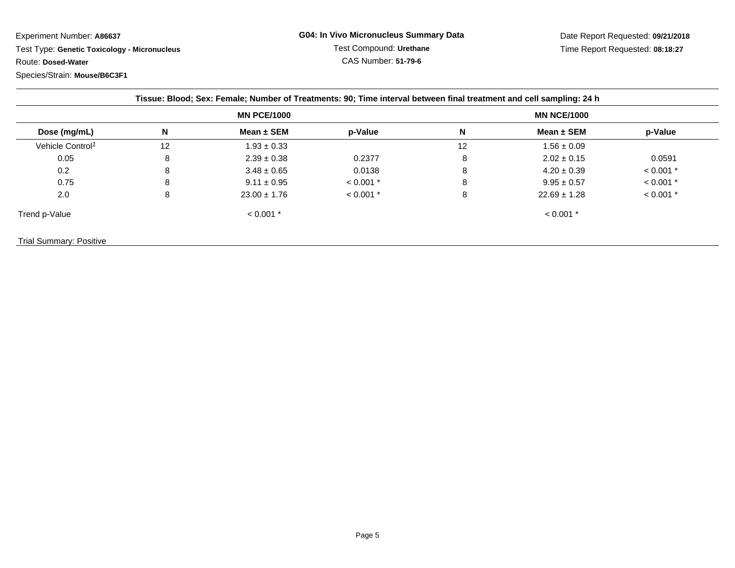Experiment Number: **A86637**

Test Type: **Genetic Toxicology - Micronucleus**

Route: **Dosed-Water**

Species/Strain: **Mouse/B6C3F1**

**G04: In Vivo Micronucleus Summary Data**

Test Compound: **Urethane**

CAS Number: **51-79-6**

Date Report Requested: **09/21/2018**

Time Report Requested: **08:18:27**

**Tissue: Blood; Sex: Female; Number of Treatments: 90; Time interval between final treatment and cell sampling: 24 h**

| | MN PCE/1000 | | | MN NCE/1000 | | |
|---|---|---|---|---|---|---|
| **Dose (mg/mL)** | **N** | **Mean ± SEM** | **p-Value** | **N** | **Mean ± SEM** | **p-Value** |
| Vehicle Control[1] | 12 | 1.93 ± 0.33 | | 12 | 1.56 ± 0.09 | |
| 0.05 | 8 | 2.39 ± 0.38 | 0.2377 | 8 | 2.02 ± 0.15 | 0.0591 |
| 0.2 | 8 | 3.48 ± 0.65 | 0.0138 | 8 | 4.20 ± 0.39 | < 0.001 * |
| 0.75 | 8 | 9.11 ± 0.95 | < 0.001 * | 8 | 9.95 ± 0.57 | < 0.001 * |
| 2.0 | 8 | 23.00 ± 1.76 | < 0.001 * | 8 | 22.69 ± 1.28 | < 0.001 * |
| Trend p-Value | | < 0.001 * | | | < 0.001 * | |

Trial Summary: Positive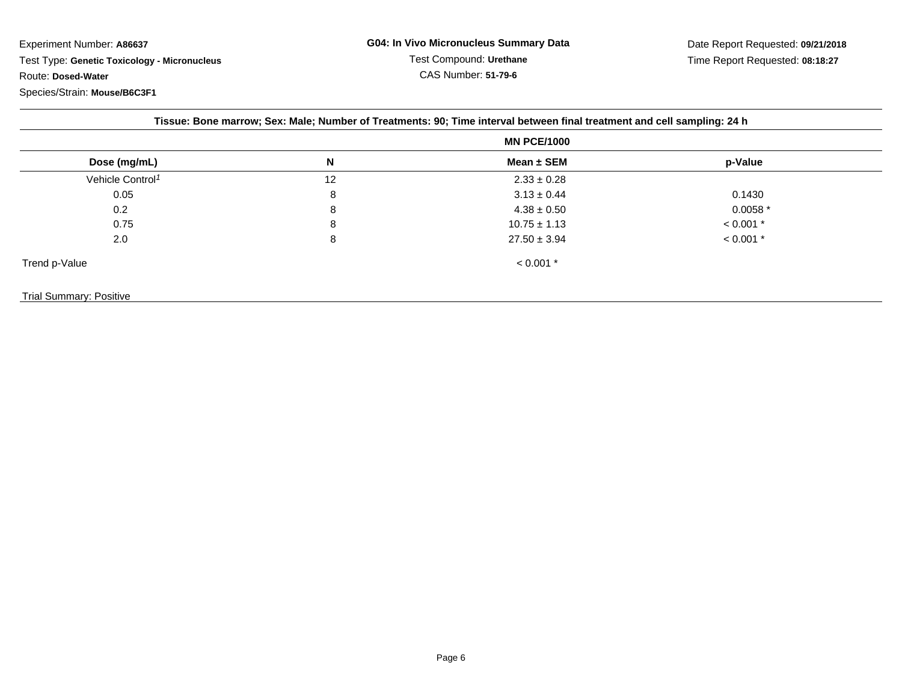Experiment Number: **A86637**

Test Type: **Genetic Toxicology - Micronucleus**

Route: **Dosed-Water**

Species/Strain: **Mouse/B6C3F1**

**G04: In Vivo Micronucleus Summary Data**

Test Compound: **Urethane**

CAS Number: **51-79-6**

Date Report Requested: **09/21/2018**

Time Report Requested: **08:18:27**

**Tissue: Bone marrow; Sex: Male; Number of Treatments: 90; Time interval between final treatment and cell sampling: 24 h**

| | | MN PCE/1000 | |
|---|---|---|---|
| **Dose (mg/mL)** | **N** | **Mean ± SEM** | **p-Value** |
| Vehicle Control[1] | 12 | 2.33 ± 0.28 | |
| 0.05 | 8 | 3.13 ± 0.44 | 0.1430 |
| 0.2 | 8 | 4.38 ± 0.50 | 0.0058 * |
| 0.75 | 8 | 10.75 ± 1.13 | < 0.001 * |
| 2.0 | 8 | 27.50 ± 3.94 | < 0.001 * |
| Trend p-Value | | < 0.001 * | |

Trial Summary: Positive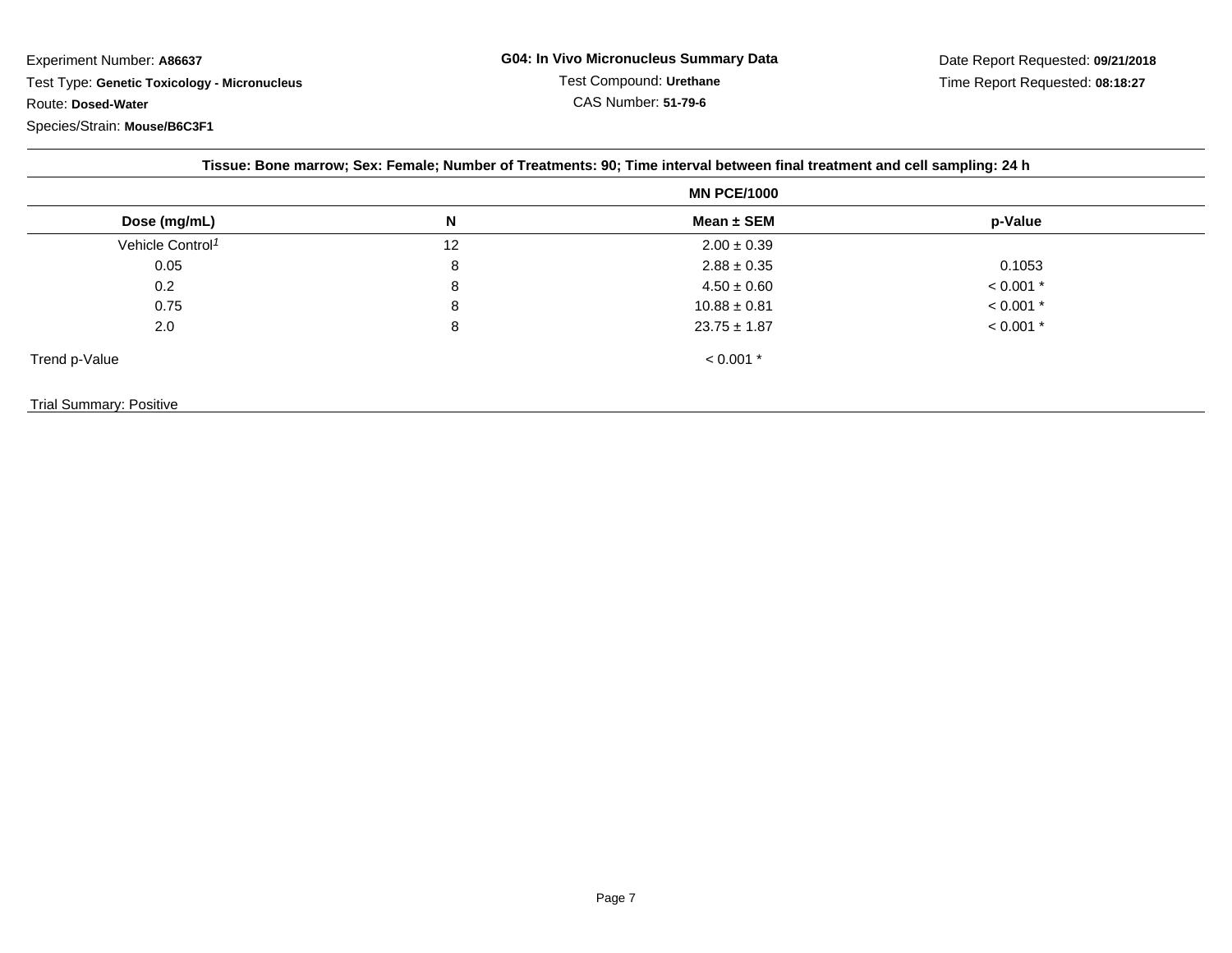Experiment Number: **A86637**

Test Type: **Genetic Toxicology - Micronucleus**

Route: **Dosed-Water**

Species/Strain: **Mouse/B6C3F1**

**G04: In Vivo Micronucleus Summary Data**

Test Compound: **Urethane**

CAS Number: **51-79-6**

Date Report Requested: **09/21/2018**

Time Report Requested: **08:18:27**

**Tissue: Bone marrow; Sex: Female; Number of Treatments: 90; Time interval between final treatment and cell sampling: 24 h**

| | | MN PCE/1000 | |
|---|---|---|---|
| **Dose (mg/mL)** | **N** | **Mean ± SEM** | **p-Value** |
| Vehicle Control[1] | 12 | 2.00 ± 0.39 | |
| 0.05 | 8 | 2.88 ± 0.35 | 0.1053 |
| 0.2 | 8 | 4.50 ± 0.60 | < 0.001 * |
| 0.75 | 8 | 10.88 ± 0.81 | < 0.001 * |
| 2.0 | 8 | 23.75 ± 1.87 | < 0.001 * |
| Trend p-Value | | < 0.001 * | |

Trial Summary: Positive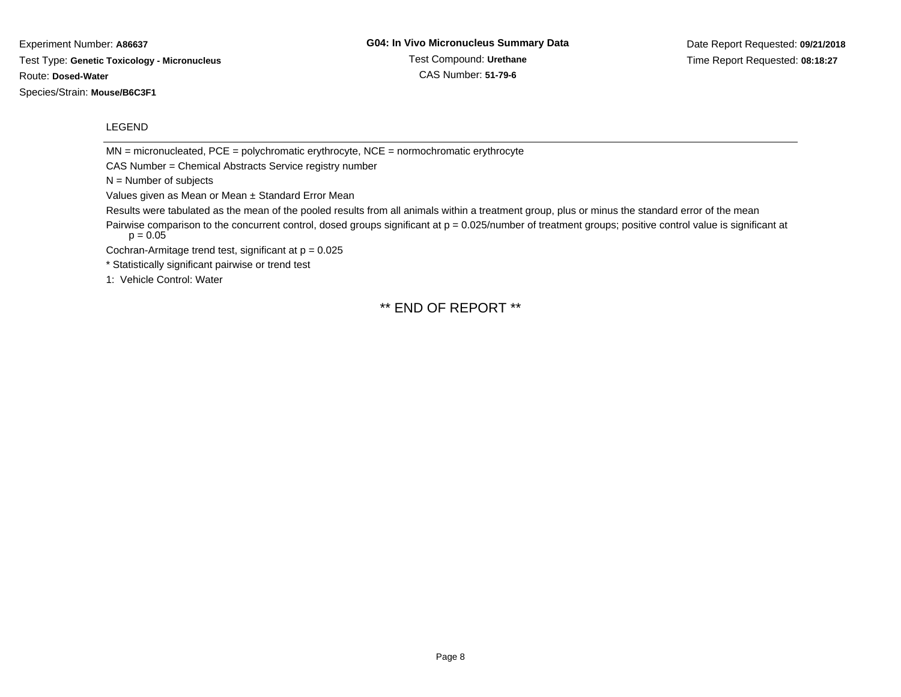Experiment Number: **A86637**

Test Type: **Genetic Toxicology - Micronucleus**

Route: **Dosed-Water**

Species/Strain: **Mouse/B6C3F1**

**G04: In Vivo Micronucleus Summary Data**

Test Compound: **Urethane**

CAS Number: **51-79-6**

Date Report Requested: **09/21/2018**

Time Report Requested: **08:18:27**

LEGEND

MN = micronucleated, PCE = polychromatic erythrocyte, NCE = normochromatic erythrocyte

CAS Number = Chemical Abstracts Service registry number

N = Number of subjects

Values given as Mean or Mean ± Standard Error Mean

Results were tabulated as the mean of the pooled results from all animals within a treatment group, plus or minus the standard error of the mean

Pairwise comparison to the concurrent control, dosed groups significant at $p = 0.025$/number of treatment groups; positive control value is significant at $p = 0.05$

Cochran-Armitage trend test, significant at $p = 0.025$

* Statistically significant pairwise or trend test

1: Vehicle Control: Water

** END OF REPORT **